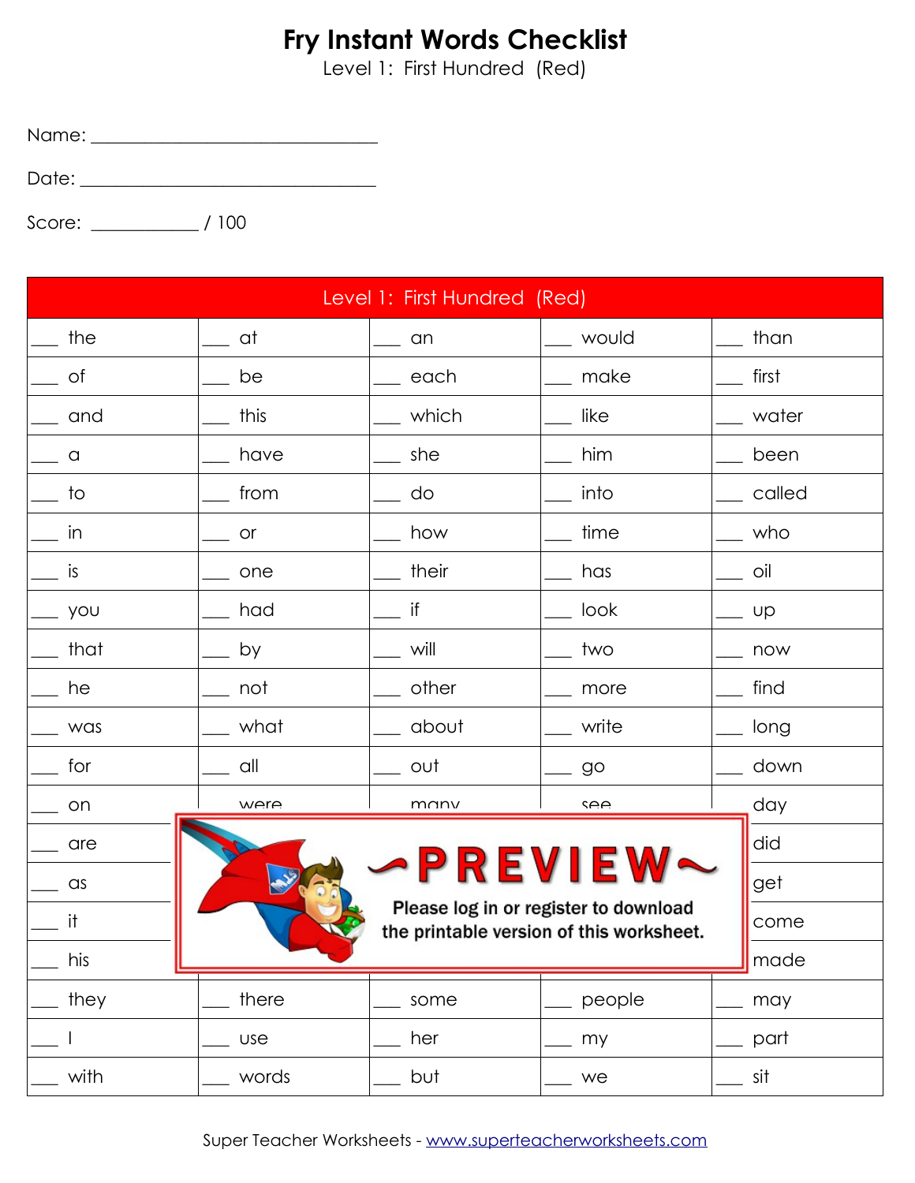# Fry Instant Words Checklist

Level 1: First Hundred (Red)

Name: ______________________________

Date: ______________________________

Score: ___________ / 100

| Level 1: First Hundred (Red) | | | | |
|---|---|---|---|---|
| ___ the | ___ at | ___ an | ___ would | ___ than |
| ___ of | ___ be | ___ each | ___ make | ___ first |
| ___ and | ___ this | ___ which | ___ like | ___ water |
| ___ a | ___ have | ___ she | ___ him | ___ been |
| ___ to | ___ from | ___ do | ___ into | ___ called |
| ___ in | ___ or | ___ how | ___ time | ___ who |
| ___ is | ___ one | ___ their | ___ has | ___ oil |
| ___ you | ___ had | ___ if | ___ look | ___ up |
| ___ that | ___ by | ___ will | ___ two | ___ now |
| ___ he | ___ not | ___ other | ___ more | ___ find |
| ___ was | ___ what | ___ about | ___ write | ___ long |
| ___ for | ___ all | ___ out | ___ go | ___ down |
| ___ on | were | many | see | day |
| ___ are | | | | did |
| ___ as | | | | get |
| ___ it | | | | come |
| ___ his | | | | made |
| ___ they | ___ there | ___ some | ___ people | ___ may |
| ___ I | ___ use | ___ her | ___ my | ___ part |
| ___ with | ___ words | ___ but | ___ we | ___ sit |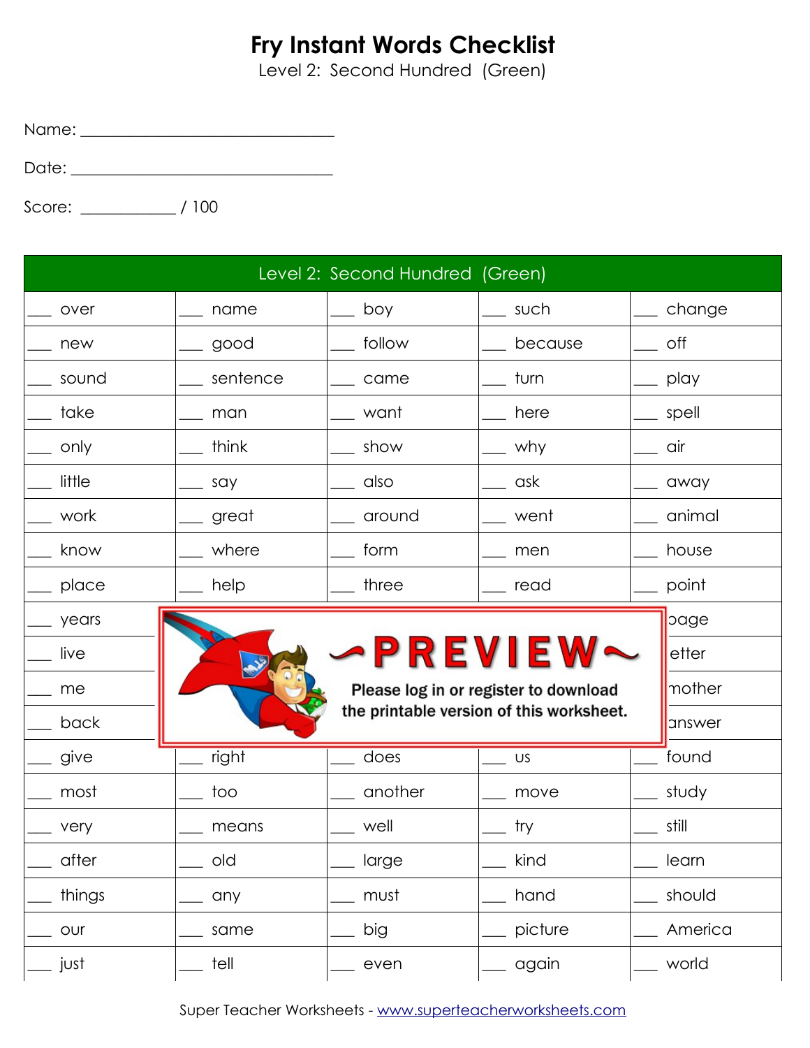# Fry Instant Words Checklist

Level 2: Second Hundred (Green)

Name: ______________________________

Date: ______________________________

Score: __________ / 100

| Level 2: Second Hundred (Green) | | | | |
|---|---|---|---|---|
| ___ over | ___ name | ___ boy | ___ such | ___ change |
| ___ new | ___ good | ___ follow | ___ because | ___ off |
| ___ sound | ___ sentence | ___ came | ___ turn | ___ play |
| ___ take | ___ man | ___ want | ___ here | ___ spell |
| ___ only | ___ think | ___ show | ___ why | ___ air |
| ___ little | ___ say | ___ also | ___ ask | ___ away |
| ___ work | ___ great | ___ around | ___ went | ___ animal |
| ___ know | ___ where | ___ form | ___ men | ___ house |
| ___ place | ___ help | ___ three | ___ read | ___ point |
| ___ years | | | | page |
| ___ live | | | | letter |
| ___ me | | | | mother |
| ___ back | | | | answer |
| ___ give | ___ right | ___ does | ___ us | ___ found |
| ___ most | ___ too | ___ another | ___ move | ___ study |
| ___ very | ___ means | ___ well | ___ try | ___ still |
| ___ after | ___ old | ___ large | ___ kind | ___ learn |
| ___ things | ___ any | ___ must | ___ hand | ___ should |
| ___ our | ___ same | ___ big | ___ picture | ___ America |
| ___ just | ___ tell | ___ even | ___ again | ___ world |

~PREVIEW~

Please log in or register to download the printable version of this worksheet.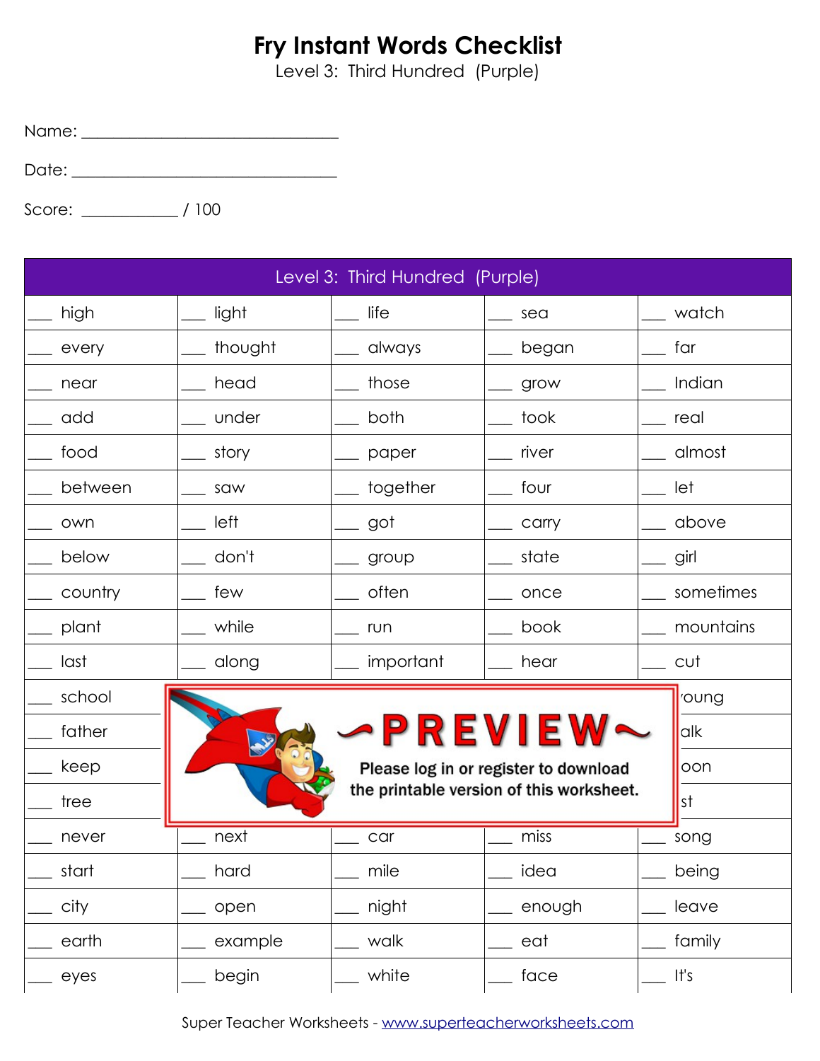# Fry Instant Words Checklist

Level 3: Third Hundred (Purple)

Name: ______________________________

Date: ______________________________

Score: ___________ / 100

| Level 3: Third Hundred (Purple) | | | | |
|---|---|---|---|---|
| ___ high | ___ light | ___ life | ___ sea | ___ watch |
| ___ every | ___ thought | ___ always | ___ began | ___ far |
| ___ near | ___ head | ___ those | ___ grow | ___ Indian |
| ___ add | ___ under | ___ both | ___ took | ___ real |
| ___ food | ___ story | ___ paper | ___ river | ___ almost |
| ___ between | ___ saw | ___ together | ___ four | ___ let |
| ___ own | ___ left | ___ got | ___ carry | ___ above |
| ___ below | ___ don't | ___ group | ___ state | ___ girl |
| ___ country | ___ few | ___ often | ___ once | ___ sometimes |
| ___ plant | ___ while | ___ run | ___ book | ___ mountains |
| ___ last | ___ along | ___ important | ___ hear | ___ cut |
| ___ school | | | | oung |
| ___ father | | | | alk |
| ___ keep | | | | oon |
| ___ tree | | | | st |
| ___ never | ___ next | ___ car | ___ miss | ___ song |
| ___ start | ___ hard | ___ mile | ___ idea | ___ being |
| ___ city | ___ open | ___ night | ___ enough | ___ leave |
| ___ earth | ___ example | ___ walk | ___ eat | ___ family |
| ___ eyes | ___ begin | ___ white | ___ face | ___ It's |

PREVIEW

Please log in or register to download the printable version of this worksheet.

Super Teacher Worksheets - www.superteacherworksheets.com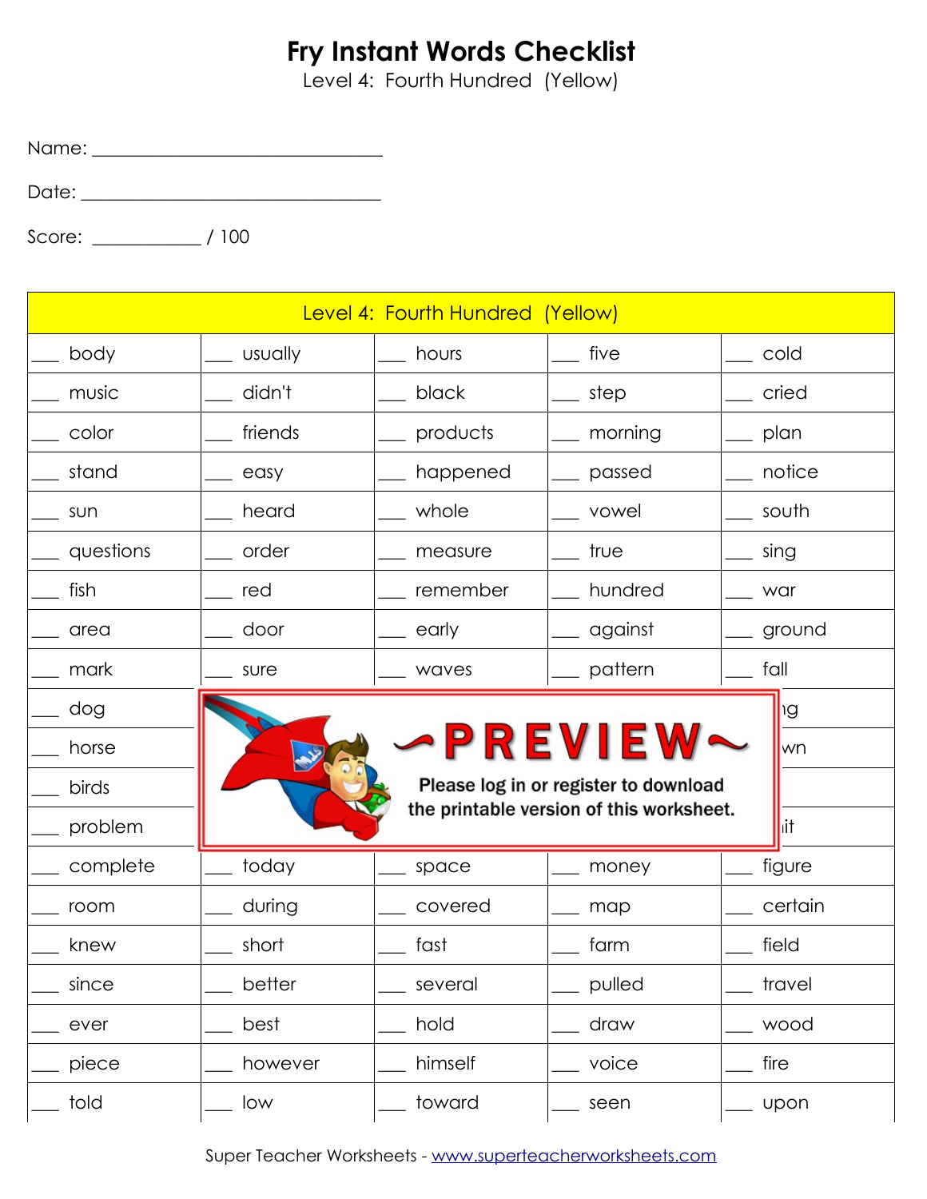# Fry Instant Words Checklist

Level 4: Fourth Hundred (Yellow)

Name: ______________________________

Date: ______________________________

Score: ___________ / 100

| Level 4: Fourth Hundred (Yellow) | | | | |
|---|---|---|---|---|
| ___ body | ___ usually | ___ hours | ___ five | ___ cold |
| ___ music | ___ didn't | ___ black | ___ step | ___ cried |
| ___ color | ___ friends | ___ products | ___ morning | ___ plan |
| ___ stand | ___ easy | ___ happened | ___ passed | ___ notice |
| ___ sun | ___ heard | ___ whole | ___ vowel | ___ south |
| ___ questions | ___ order | ___ measure | ___ true | ___ sing |
| ___ fish | ___ red | ___ remember | ___ hundred | ___ war |
| ___ area | ___ door | ___ early | ___ against | ___ ground |
| ___ mark | ___ sure | ___ waves | ___ pattern | ___ fall |
| ___ dog | | | | ng |
| ___ horse | | | | wn |
| ___ birds | | | | |
| ___ problem | | | | it |
| ___ complete | ___ today | ___ space | ___ money | ___ figure |
| ___ room | ___ during | ___ covered | ___ map | ___ certain |
| ___ knew | ___ short | ___ fast | ___ farm | ___ field |
| ___ since | ___ better | ___ several | ___ pulled | ___ travel |
| ___ ever | ___ best | ___ hold | ___ draw | ___ wood |
| ___ piece | ___ however | ___ himself | ___ voice | ___ fire |
| ___ told | ___ low | ___ toward | ___ seen | ___ upon |

~PREVIEW~

Please log in or register to download the printable version of this worksheet.

Super Teacher Worksheets - www.superteacherworksheets.com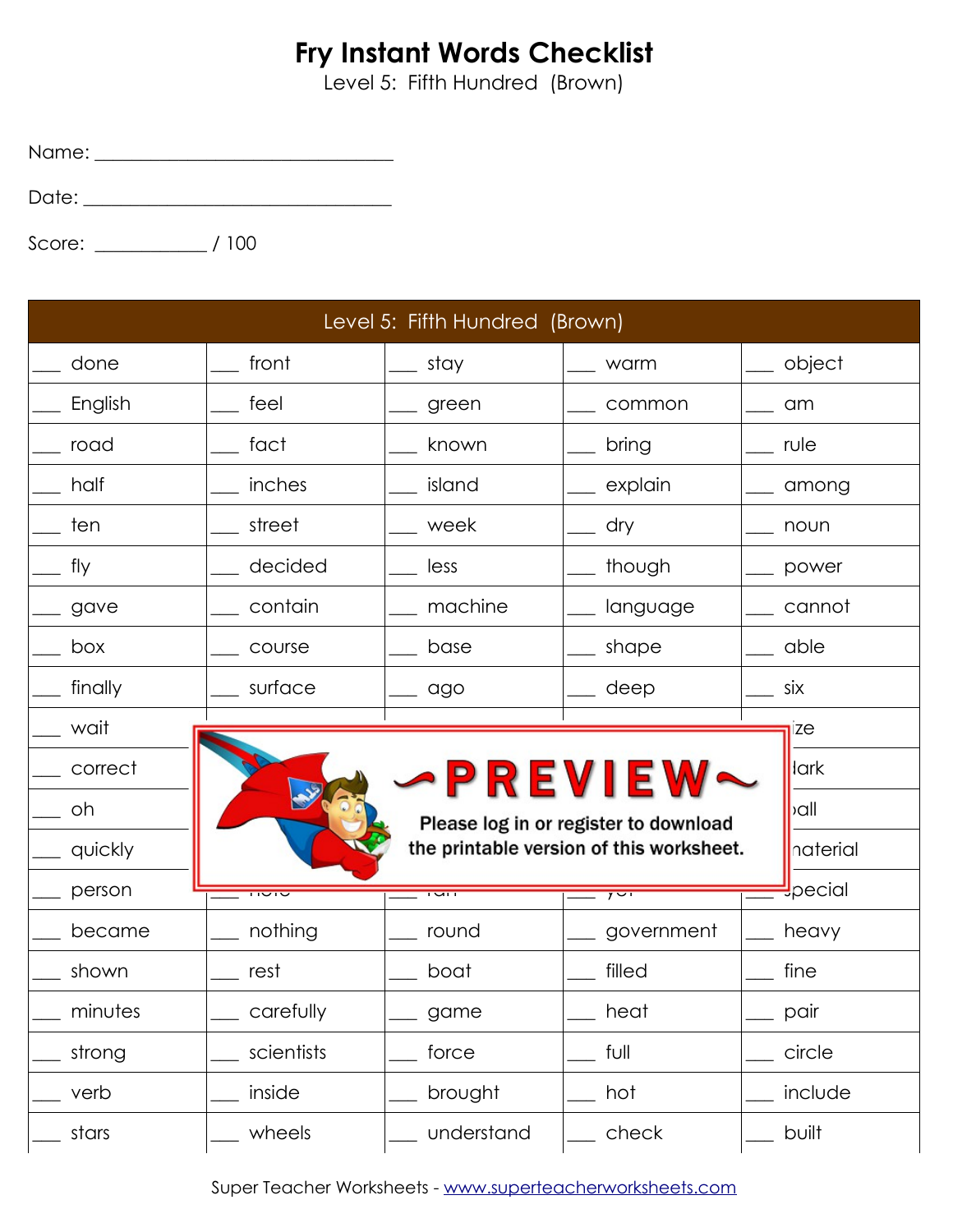# Fry Instant Words Checklist

Level 5: Fifth Hundred (Brown)

Name: ______________________________

Date: ______________________________

Score: __________ / 100

| Level 5: Fifth Hundred (Brown) | | | | |
|---|---|---|---|---|
| ___ done | ___ front | ___ stay | ___ warm | ___ object |
| ___ English | ___ feel | ___ green | ___ common | ___ am |
| ___ road | ___ fact | ___ known | ___ bring | ___ rule |
| ___ half | ___ inches | ___ island | ___ explain | ___ among |
| ___ ten | ___ street | ___ week | ___ dry | ___ noun |
| ___ fly | ___ decided | ___ less | ___ though | ___ power |
| ___ gave | ___ contain | ___ machine | ___ language | ___ cannot |
| ___ box | ___ course | ___ base | ___ shape | ___ able |
| ___ finally | ___ surface | ___ ago | ___ deep | ___ six |
| ___ wait | | | | ize |
| ___ correct | | | | lark |
| ___ oh | | | | ball |
| ___ quickly | | | | naterial |
| ___ person | | | | special |
| ___ became | ___ nothing | ___ round | ___ government | ___ heavy |
| ___ shown | ___ rest | ___ boat | ___ filled | ___ fine |
| ___ minutes | ___ carefully | ___ game | ___ heat | ___ pair |
| ___ strong | ___ scientists | ___ force | ___ full | ___ circle |
| ___ verb | ___ inside | ___ brought | ___ hot | ___ include |
| ___ stars | ___ wheels | ___ understand | ___ check | ___ built |

PREVIEW

Please log in or register to download the printable version of this worksheet.

Super Teacher Worksheets - www.superteacherworksheets.com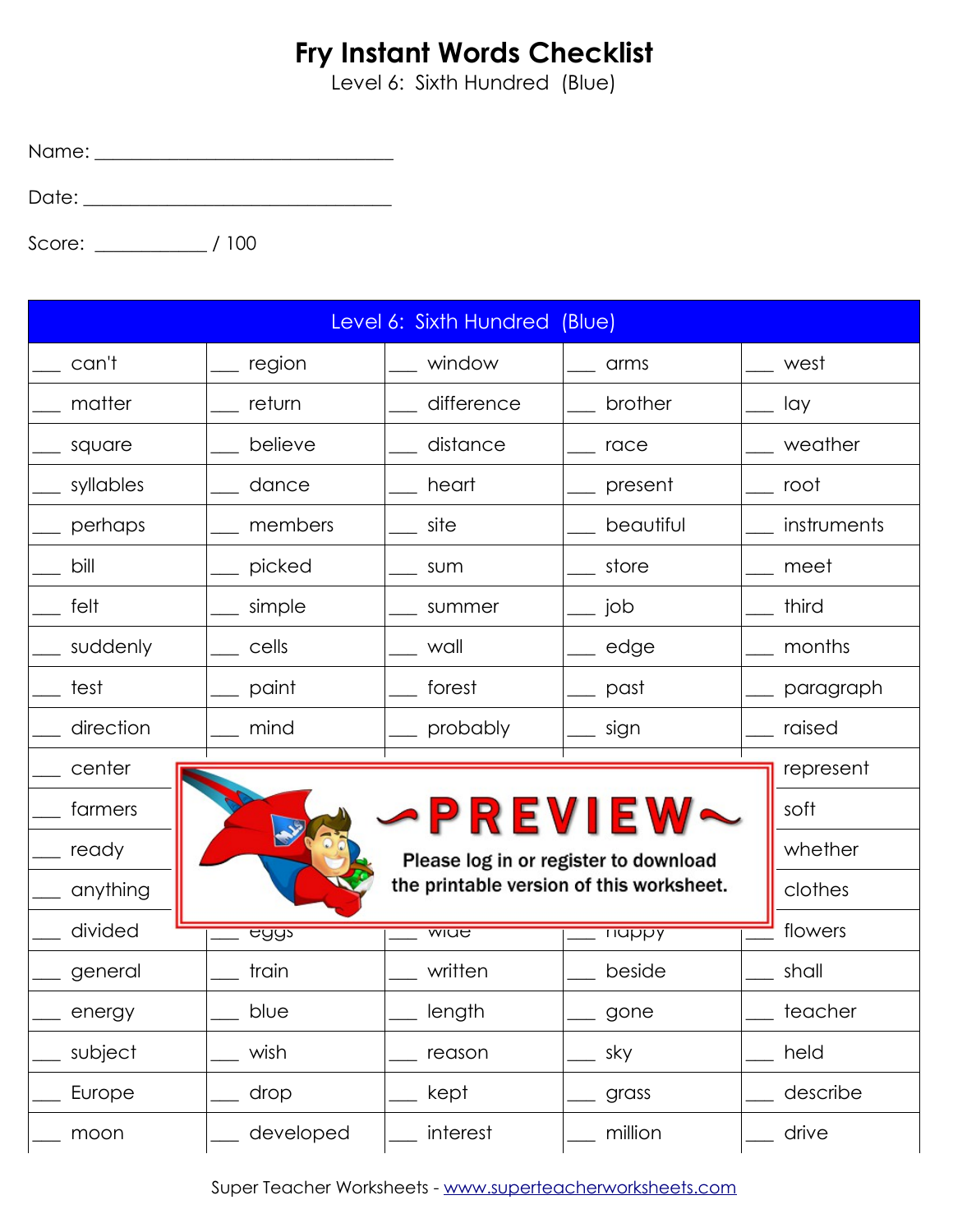# Fry Instant Words Checklist

Level 6: Sixth Hundred (Blue)

Name: ______________________________

Date: ______________________________

Score: ___________ / 100

| Level 6: Sixth Hundred (Blue) | | | | |
|---|---|---|---|---|
| ___ can't | ___ region | ___ window | ___ arms | ___ west |
| ___ matter | ___ return | ___ difference | ___ brother | ___ lay |
| ___ square | ___ believe | ___ distance | ___ race | ___ weather |
| ___ syllables | ___ dance | ___ heart | ___ present | ___ root |
| ___ perhaps | ___ members | ___ site | ___ beautiful | ___ instruments |
| ___ bill | ___ picked | ___ sum | ___ store | ___ meet |
| ___ felt | ___ simple | ___ summer | ___ job | ___ third |
| ___ suddenly | ___ cells | ___ wall | ___ edge | ___ months |
| ___ test | ___ paint | ___ forest | ___ past | ___ paragraph |
| ___ direction | ___ mind | ___ probably | ___ sign | ___ raised |
| ___ center | | | | ___ represent |
| ___ farmers | | | | ___ soft |
| ___ ready | | | | ___ whether |
| ___ anything | | | | ___ clothes |
| ___ divided | ___ eggs | ___ wide | ___ happy | ___ flowers |
| ___ general | ___ train | ___ written | ___ beside | ___ shall |
| ___ energy | ___ blue | ___ length | ___ gone | ___ teacher |
| ___ subject | ___ wish | ___ reason | ___ sky | ___ held |
| ___ Europe | ___ drop | ___ kept | ___ grass | ___ describe |
| ___ moon | ___ developed | ___ interest | ___ million | ___ drive |

~PREVIEW~

Please log in or register to download the printable version of this worksheet.

Super Teacher Worksheets - www.superteacherworksheets.com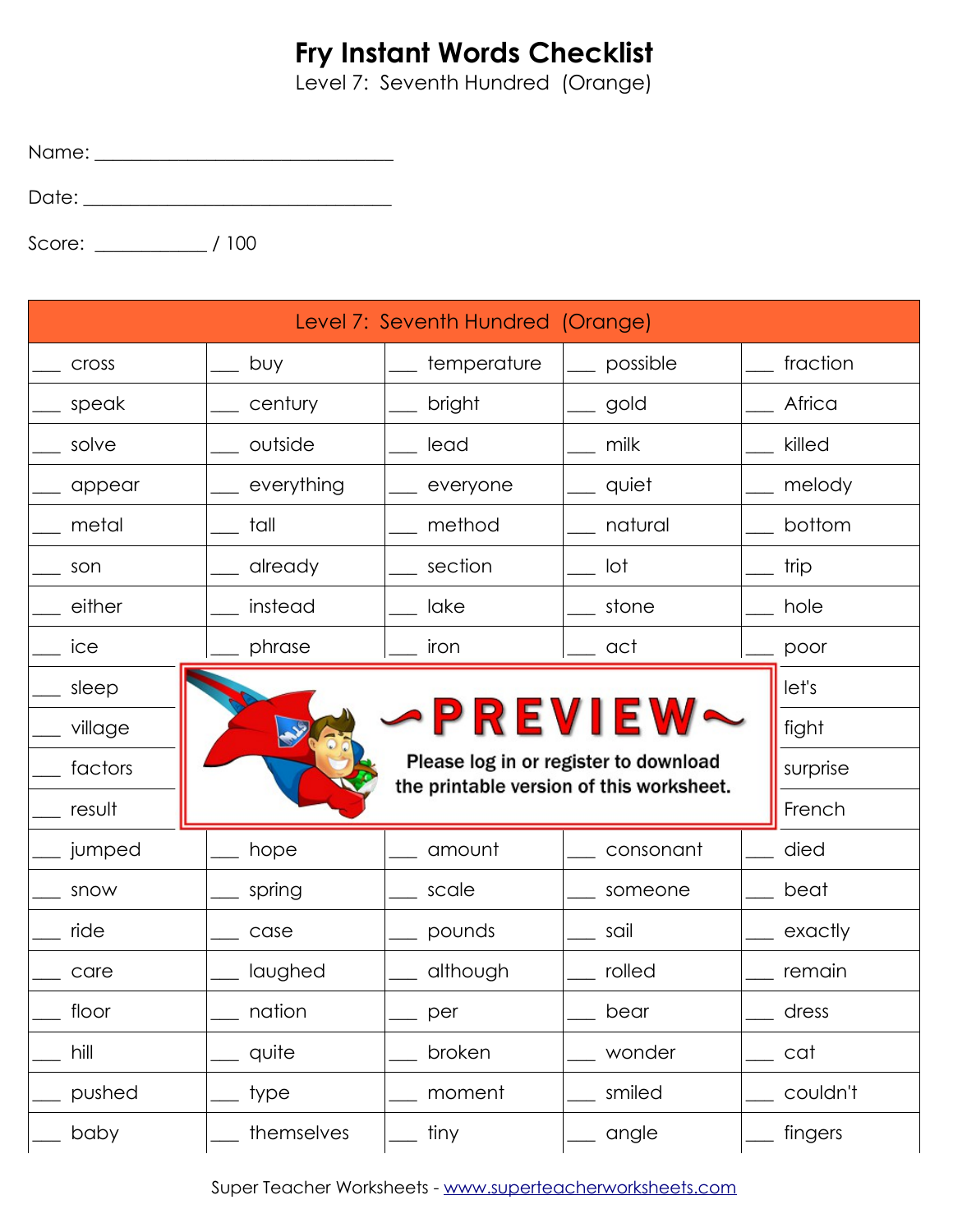# Fry Instant Words Checklist

Level 7: Seventh Hundred (Orange)

Name: ______________________________

Date: ______________________________

Score: ___________ / 100

| Level 7: Seventh Hundred (Orange) | | | | |
|---|---|---|---|---|
| ___ cross | ___ buy | ___ temperature | ___ possible | ___ fraction |
| ___ speak | ___ century | ___ bright | ___ gold | ___ Africa |
| ___ solve | ___ outside | ___ lead | ___ milk | ___ killed |
| ___ appear | ___ everything | ___ everyone | ___ quiet | ___ melody |
| ___ metal | ___ tall | ___ method | ___ natural | ___ bottom |
| ___ son | ___ already | ___ section | ___ lot | ___ trip |
| ___ either | ___ instead | ___ lake | ___ stone | ___ hole |
| ___ ice | ___ phrase | ___ iron | ___ act | ___ poor |
| ___ sleep | | | | let's |
| ___ village | | | | fight |
| ___ factors | | | | surprise |
| ___ result | | | | French |
| ___ jumped | ___ hope | ___ amount | ___ consonant | ___ died |
| ___ snow | ___ spring | ___ scale | ___ someone | ___ beat |
| ___ ride | ___ case | ___ pounds | ___ sail | ___ exactly |
| ___ care | ___ laughed | ___ although | ___ rolled | ___ remain |
| ___ floor | ___ nation | ___ per | ___ bear | ___ dress |
| ___ hill | ___ quite | ___ broken | ___ wonder | ___ cat |
| ___ pushed | ___ type | ___ moment | ___ smiled | ___ couldn't |
| ___ baby | ___ themselves | ___ tiny | ___ angle | ___ fingers |

~PREVIEW~ Please log in or register to download the printable version of this worksheet.

Super Teacher Worksheets - www.superteacherworksheets.com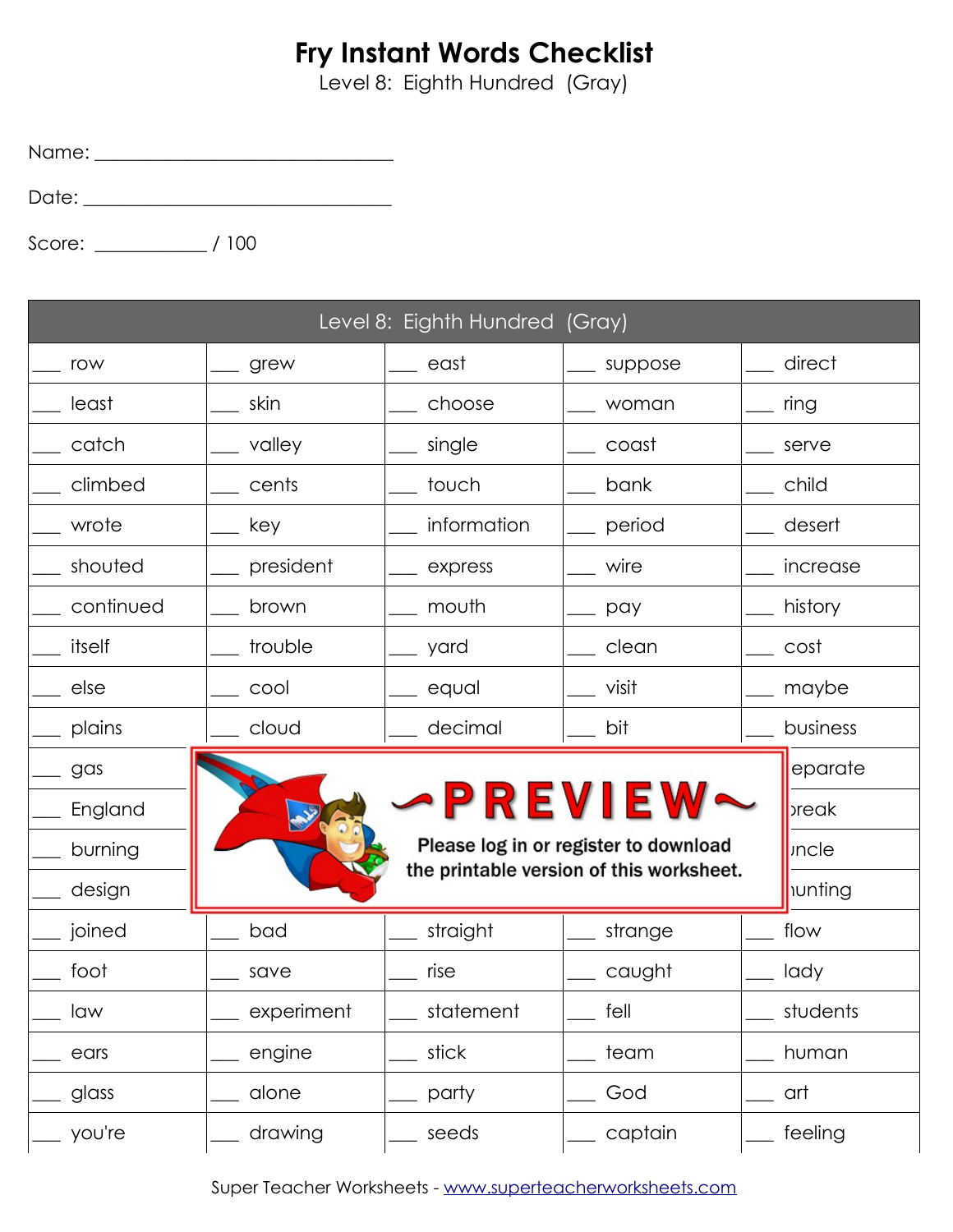# Fry Instant Words Checklist

Level 8: Eighth Hundred (Gray)

Name: ______________________________

Date: ______________________________

Score: __________ / 100

| Level 8: Eighth Hundred (Gray) | | | | |
|---|---|---|---|---|
| ___ row | ___ grew | ___ east | ___ suppose | ___ direct |
| ___ least | ___ skin | ___ choose | ___ woman | ___ ring |
| ___ catch | ___ valley | ___ single | ___ coast | ___ serve |
| ___ climbed | ___ cents | ___ touch | ___ bank | ___ child |
| ___ wrote | ___ key | ___ information | ___ period | ___ desert |
| ___ shouted | ___ president | ___ express | ___ wire | ___ increase |
| ___ continued | ___ brown | ___ mouth | ___ pay | ___ history |
| ___ itself | ___ trouble | ___ yard | ___ clean | ___ cost |
| ___ else | ___ cool | ___ equal | ___ visit | ___ maybe |
| ___ plains | ___ cloud | ___ decimal | ___ bit | ___ business |
| ___ gas | | | | eparate |
| ___ England | | | | oreak |
| ___ burning | | | | uncle |
| ___ design | | | | hunting |
| ___ joined | ___ bad | ___ straight | ___ strange | ___ flow |
| ___ foot | ___ save | ___ rise | ___ caught | ___ lady |
| ___ law | ___ experiment | ___ statement | ___ fell | ___ students |
| ___ ears | ___ engine | ___ stick | ___ team | ___ human |
| ___ glass | ___ alone | ___ party | ___ God | ___ art |
| ___ you're | ___ drawing | ___ seeds | ___ captain | ___ feeling |

~PREVIEW~

Please log in or register to download the printable version of this worksheet.

Super Teacher Worksheets - www.superteacherworksheets.com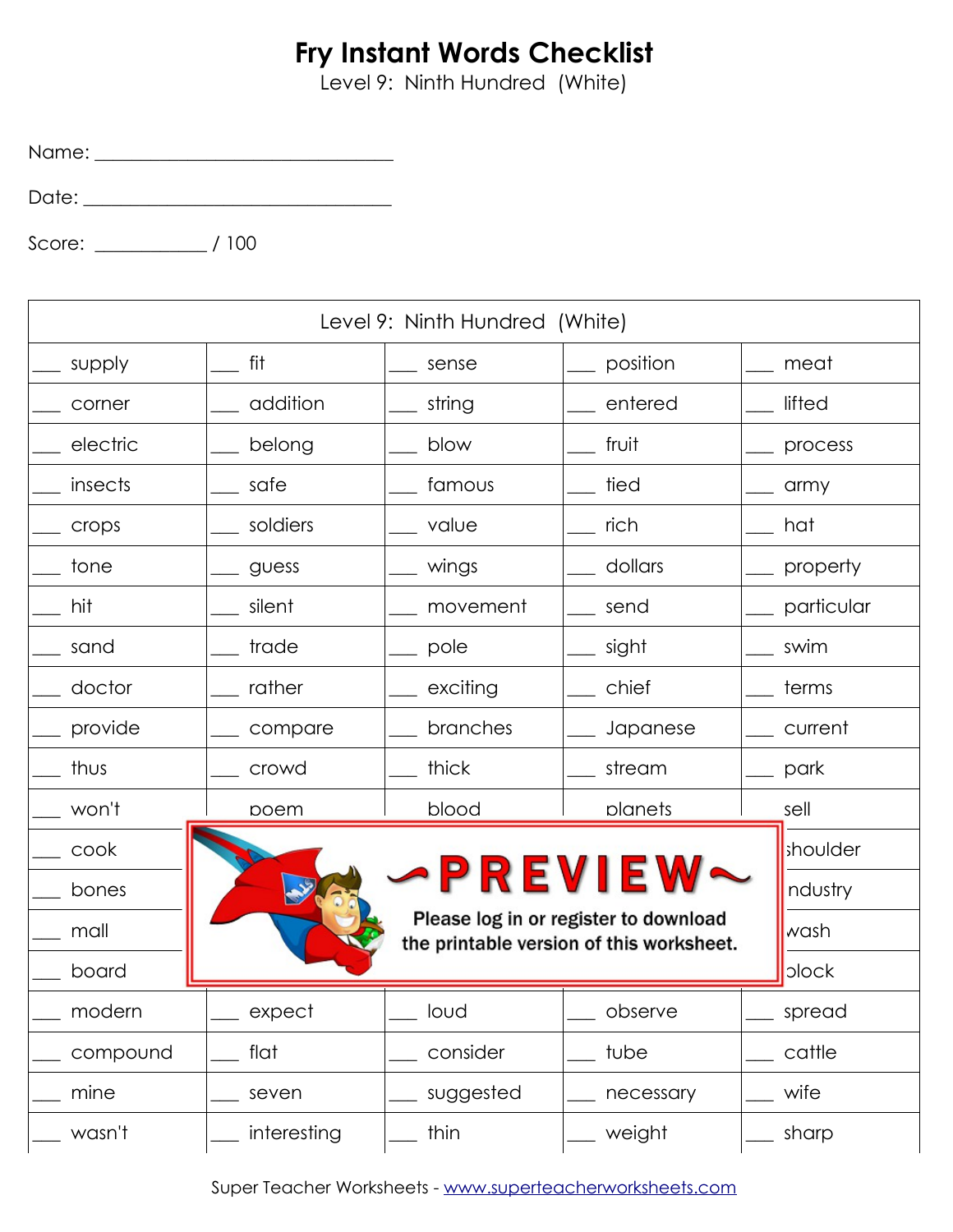# Fry Instant Words Checklist

Level 9: Ninth Hundred (White)

Name: ______________________________

Date: ______________________________

Score: ___________ / 100

| Level 9: Ninth Hundred (White) | | | | |
|---|---|---|---|---|
| ___ supply | ___ fit | ___ sense | ___ position | ___ meat |
| ___ corner | ___ addition | ___ string | ___ entered | ___ lifted |
| ___ electric | ___ belong | ___ blow | ___ fruit | ___ process |
| ___ insects | ___ safe | ___ famous | ___ tied | ___ army |
| ___ crops | ___ soldiers | ___ value | ___ rich | ___ hat |
| ___ tone | ___ guess | ___ wings | ___ dollars | ___ property |
| ___ hit | ___ silent | ___ movement | ___ send | ___ particular |
| ___ sand | ___ trade | ___ pole | ___ sight | ___ swim |
| ___ doctor | ___ rather | ___ exciting | ___ chief | ___ terms |
| ___ provide | ___ compare | ___ branches | ___ Japanese | ___ current |
| ___ thus | ___ crowd | ___ thick | ___ stream | ___ park |
| ___ won't | poem | blood | planets | sell |
| ___ cook | | | | shoulder |
| ___ bones | | | | ndustry |
| ___ mall | | | | wash |
| ___ board | | | | block |
| ___ modern | ___ expect | ___ loud | ___ observe | ___ spread |
| ___ compound | ___ flat | ___ consider | ___ tube | ___ cattle |
| ___ mine | ___ seven | ___ suggested | ___ necessary | ___ wife |
| ___ wasn't | ___ interesting | ___ thin | ___ weight | ___ sharp |

~PREVIEW~

Please log in or register to download the printable version of this worksheet.

Super Teacher Worksheets - www.superteacherworksheets.com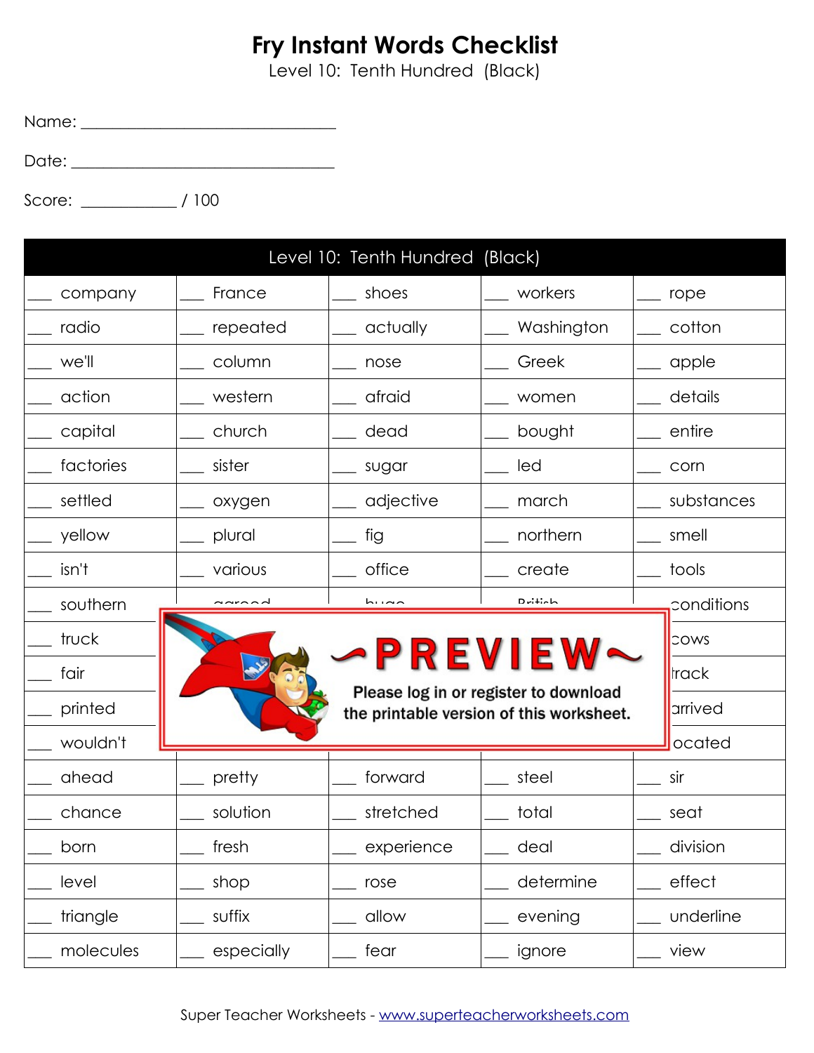# Fry Instant Words Checklist

Level 10: Tenth Hundred (Black)

Name: ______________________________

Date: ______________________________

Score: ___________ / 100

| Level 10: Tenth Hundred (Black) | | | | |
|---|---|---|---|---|
| ___ company | ___ France | ___ shoes | ___ workers | ___ rope |
| ___ radio | ___ repeated | ___ actually | ___ Washington | ___ cotton |
| ___ we'll | ___ column | ___ nose | ___ Greek | ___ apple |
| ___ action | ___ western | ___ afraid | ___ women | ___ details |
| ___ capital | ___ church | ___ dead | ___ bought | ___ entire |
| ___ factories | ___ sister | ___ sugar | ___ led | ___ corn |
| ___ settled | ___ oxygen | ___ adjective | ___ march | ___ substances |
| ___ yellow | ___ plural | ___ fig | ___ northern | ___ smell |
| ___ isn't | ___ various | ___ office | ___ create | ___ tools |
| ___ southern | agreed | huge | British | conditions |
| ___ truck | | | | cows |
| ___ fair | | | | track |
| ___ printed | | | | arrived |
| ___ wouldn't | | | | located |
| ___ ahead | ___ pretty | ___ forward | ___ steel | ___ sir |
| ___ chance | ___ solution | ___ stretched | ___ total | ___ seat |
| ___ born | ___ fresh | ___ experience | ___ deal | ___ division |
| ___ level | ___ shop | ___ rose | ___ determine | ___ effect |
| ___ triangle | ___ suffix | ___ allow | ___ evening | ___ underline |
| ___ molecules | ___ especially | ___ fear | ___ ignore | ___ view |